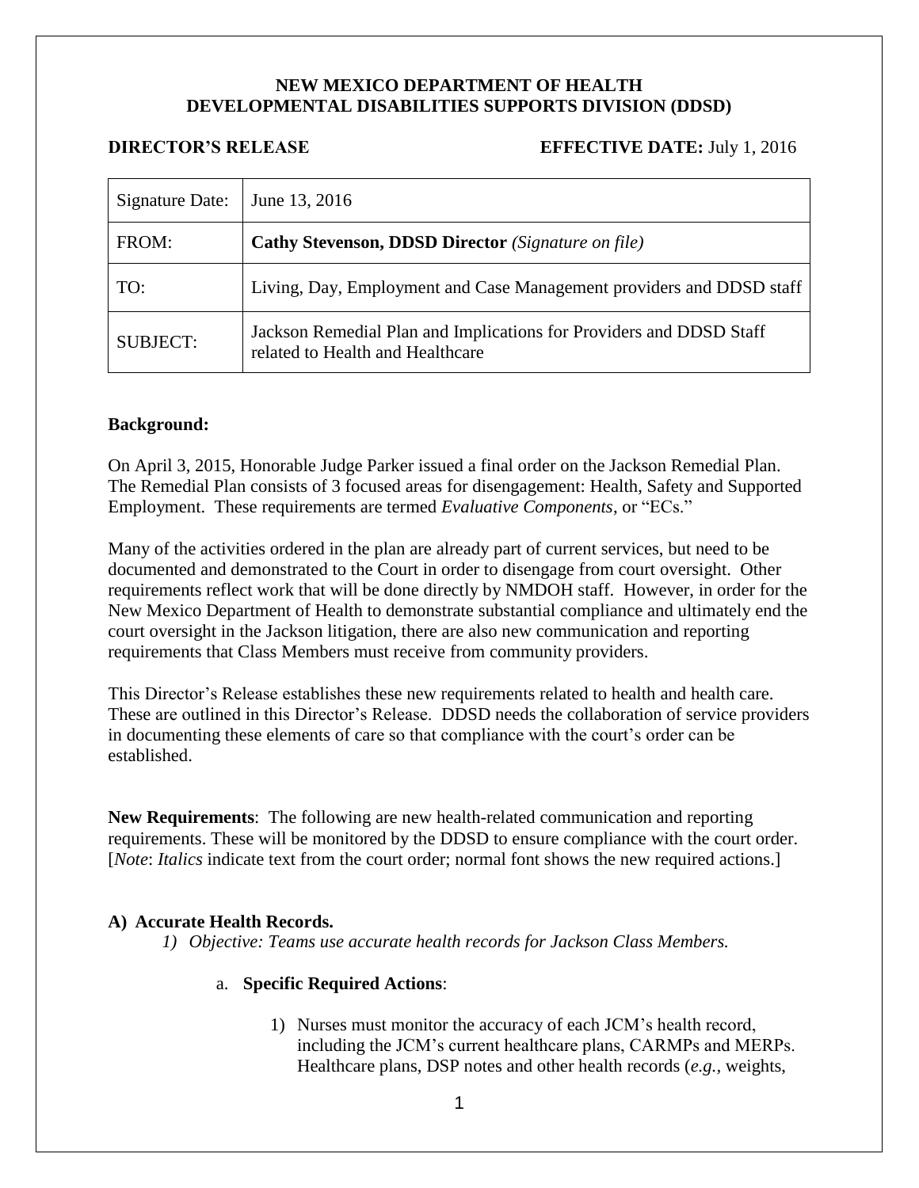**NEW MEXICO DEPARTMENT OF HEALTH**
**DEVELOPMENTAL DISABILITIES SUPPORTS DIVISION (DDSD)**

**DIRECTOR'S RELEASE** **EFFECTIVE DATE:** July 1, 2016

| Signature Date: | June 13, 2016 |
|---|---|
| FROM: | **Cathy Stevenson, DDSD Director** *(Signature on file)* |
| TO: | Living, Day, Employment and Case Management providers and DDSD staff |
| SUBJECT: | Jackson Remedial Plan and Implications for Providers and DDSD Staff related to Health and Healthcare |

**Background:**

On April 3, 2015, Honorable Judge Parker issued a final order on the Jackson Remedial Plan. The Remedial Plan consists of 3 focused areas for disengagement: Health, Safety and Supported Employment. These requirements are termed *Evaluative Components*, or "ECs."

Many of the activities ordered in the plan are already part of current services, but need to be documented and demonstrated to the Court in order to disengage from court oversight. Other requirements reflect work that will be done directly by NMDOH staff. However, in order for the New Mexico Department of Health to demonstrate substantial compliance and ultimately end the court oversight in the Jackson litigation, there are also new communication and reporting requirements that Class Members must receive from community providers.

This Director's Release establishes these new requirements related to health and health care. These are outlined in this Director's Release. DDSD needs the collaboration of service providers in documenting these elements of care so that compliance with the court's order can be established.

**New Requirements**: The following are new health-related communication and reporting requirements. These will be monitored by the DDSD to ensure compliance with the court order. [*Note*: *Italics* indicate text from the court order; normal font shows the new required actions.]

**A) Accurate Health Records.**

*1) Objective: Teams use accurate health records for Jackson Class Members.*

a. **Specific Required Actions**:

1) Nurses must monitor the accuracy of each JCM's health record, including the JCM's current healthcare plans, CARMPs and MERPs. Healthcare plans, DSP notes and other health records (*e.g.,* weights,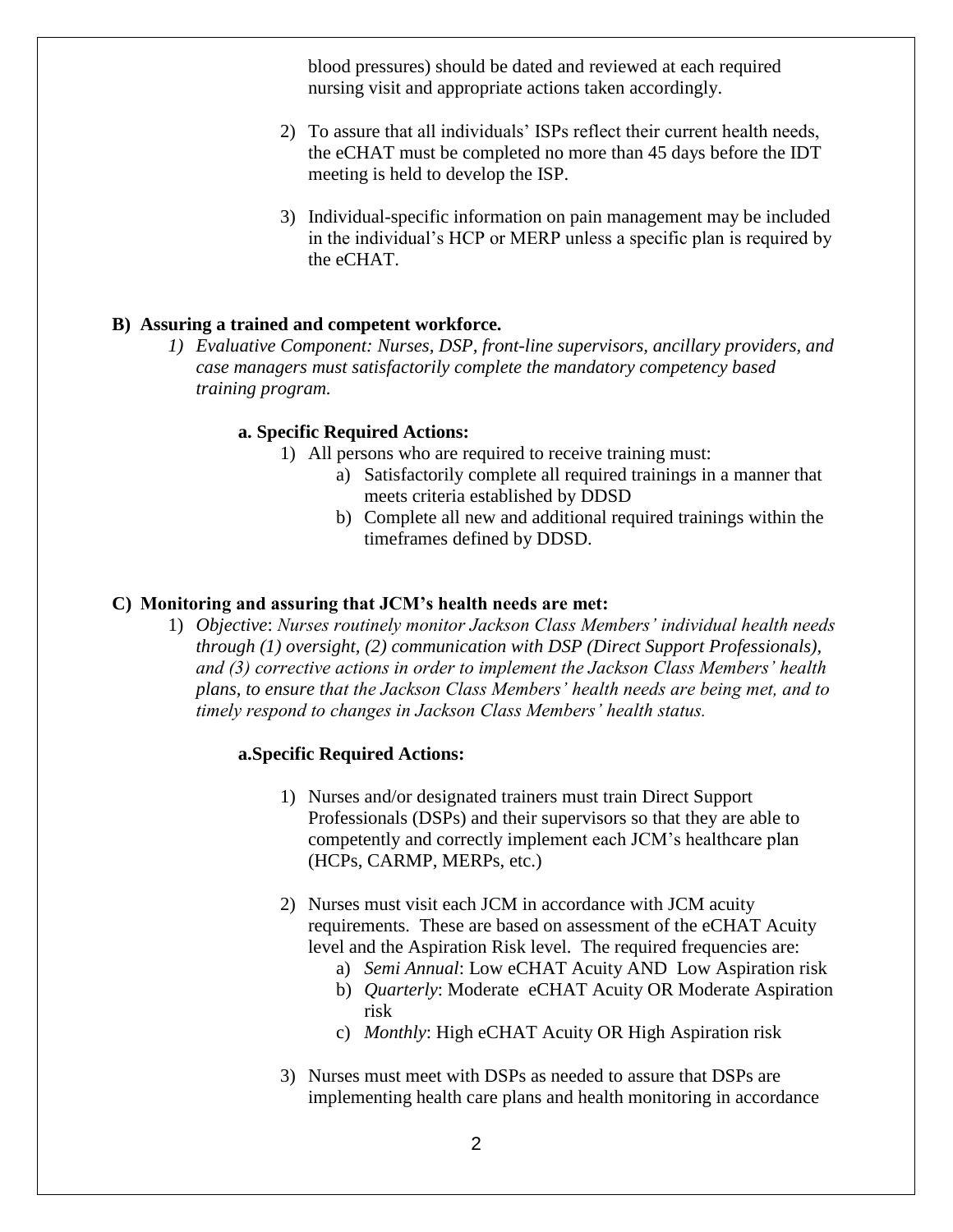blood pressures) should be dated and reviewed at each required nursing visit and appropriate actions taken accordingly.

2) To assure that all individuals' ISPs reflect their current health needs, the eCHAT must be completed no more than 45 days before the IDT meeting is held to develop the ISP.

3) Individual-specific information on pain management may be included in the individual's HCP or MERP unless a specific plan is required by the eCHAT.

**B) Assuring a trained and competent workforce.**

*1) Evaluative Component: Nurses, DSP, front-line supervisors, ancillary providers, and case managers must satisfactorily complete the mandatory competency based training program.*

**a. Specific Required Actions:**

1) All persons who are required to receive training must:
   a) Satisfactorily complete all required trainings in a manner that meets criteria established by DDSD
   b) Complete all new and additional required trainings within the timeframes defined by DDSD.

**C) Monitoring and assuring that JCM's health needs are met:**

1) *Objective*: *Nurses routinely monitor Jackson Class Members' individual health needs through (1) oversight, (2) communication with DSP (Direct Support Professionals), and (3) corrective actions in order to implement the Jackson Class Members' health plans, to ensure that the Jackson Class Members' health needs are being met, and to timely respond to changes in Jackson Class Members' health status.*

**a.Specific Required Actions:**

1) Nurses and/or designated trainers must train Direct Support Professionals (DSPs) and their supervisors so that they are able to competently and correctly implement each JCM's healthcare plan (HCPs, CARMP, MERPs, etc.)

2) Nurses must visit each JCM in accordance with JCM acuity requirements. These are based on assessment of the eCHAT Acuity level and the Aspiration Risk level. The required frequencies are:
   a) *Semi Annual*: Low eCHAT Acuity AND Low Aspiration risk
   b) *Quarterly*: Moderate eCHAT Acuity OR Moderate Aspiration risk
   c) *Monthly*: High eCHAT Acuity OR High Aspiration risk

3) Nurses must meet with DSPs as needed to assure that DSPs are implementing health care plans and health monitoring in accordance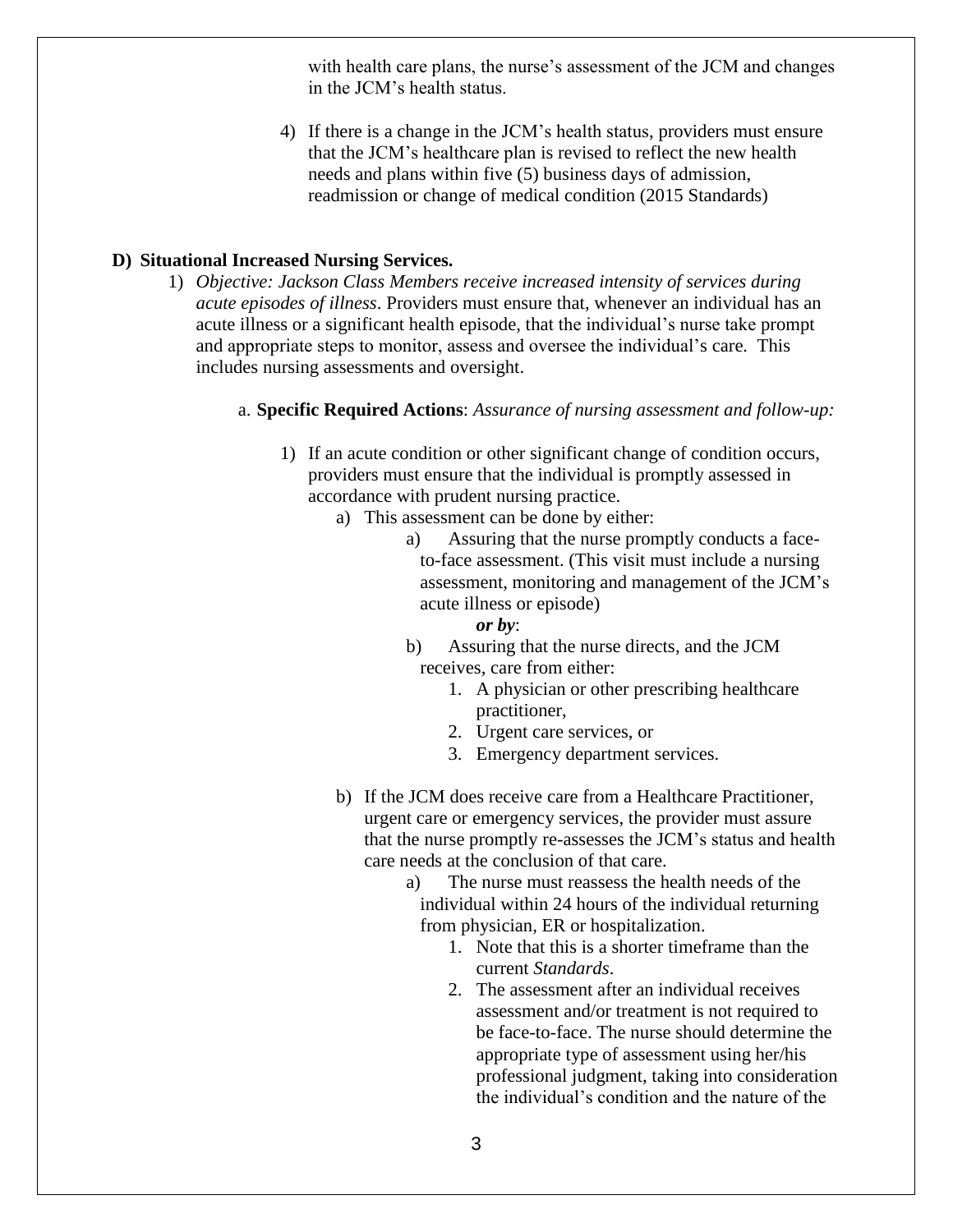with health care plans, the nurse's assessment of the JCM and changes in the JCM's health status.

4) If there is a change in the JCM's health status, providers must ensure that the JCM's healthcare plan is revised to reflect the new health needs and plans within five (5) business days of admission, readmission or change of medical condition (2015 Standards)

**D) Situational Increased Nursing Services.**

1) *Objective: Jackson Class Members receive increased intensity of services during acute episodes of illness*. Providers must ensure that, whenever an individual has an acute illness or a significant health episode, that the individual's nurse take prompt and appropriate steps to monitor, assess and oversee the individual's care. This includes nursing assessments and oversight.

   a. **Specific Required Actions**: *Assurance of nursing assessment and follow-up:*

      1) If an acute condition or other significant change of condition occurs, providers must ensure that the individual is promptly assessed in accordance with prudent nursing practice.
         a) This assessment can be done by either:
            a) Assuring that the nurse promptly conducts a face-to-face assessment. (This visit must include a nursing assessment, monitoring and management of the JCM's acute illness or episode)
               ***or by***:
            b) Assuring that the nurse directs, and the JCM receives, care from either:
               1. A physician or other prescribing healthcare practitioner,
               2. Urgent care services, or
               3. Emergency department services.
         b) If the JCM does receive care from a Healthcare Practitioner, urgent care or emergency services, the provider must assure that the nurse promptly re-assesses the JCM's status and health care needs at the conclusion of that care.
            a) The nurse must reassess the health needs of the individual within 24 hours of the individual returning from physician, ER or hospitalization.
               1. Note that this is a shorter timeframe than the current *Standards*.
               2. The assessment after an individual receives assessment and/or treatment is not required to be face-to-face. The nurse should determine the appropriate type of assessment using her/his professional judgment, taking into consideration the individual's condition and the nature of the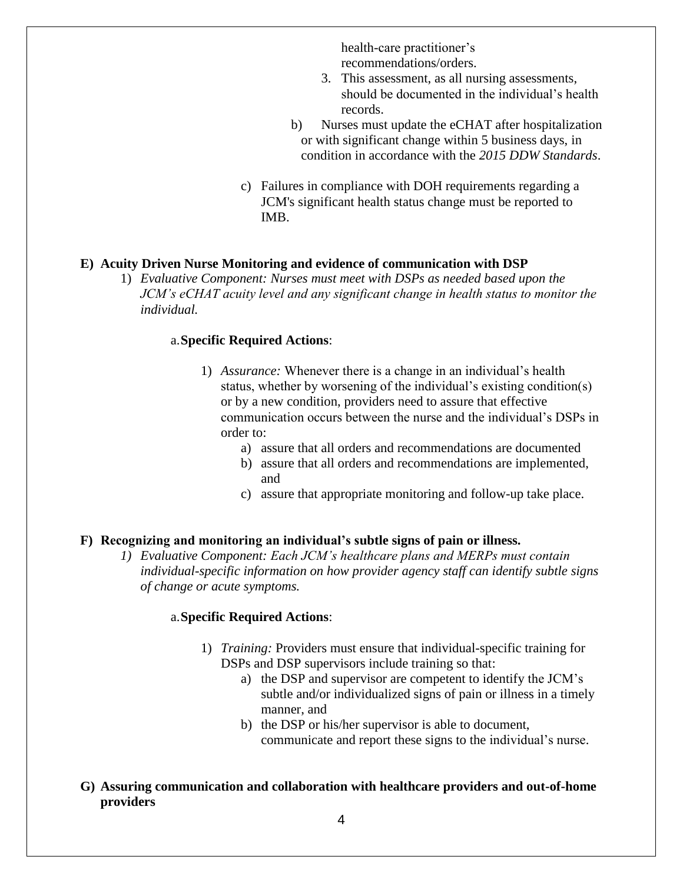health-care practitioner's recommendations/orders.

3. This assessment, as all nursing assessments, should be documented in the individual's health records.

b) Nurses must update the eCHAT after hospitalization or with significant change within 5 business days, in condition in accordance with the *2015 DDW Standards*.

c) Failures in compliance with DOH requirements regarding a JCM's significant health status change must be reported to IMB.

**E) Acuity Driven Nurse Monitoring and evidence of communication with DSP**

1) *Evaluative Component: Nurses must meet with DSPs as needed based upon the JCM's eCHAT acuity level and any significant change in health status to monitor the individual.*

a. **Specific Required Actions**:

1) *Assurance:* Whenever there is a change in an individual's health status, whether by worsening of the individual's existing condition(s) or by a new condition, providers need to assure that effective communication occurs between the nurse and the individual's DSPs in order to:
    a) assure that all orders and recommendations are documented
    b) assure that all orders and recommendations are implemented, and
    c) assure that appropriate monitoring and follow-up take place.

**F) Recognizing and monitoring an individual's subtle signs of pain or illness.**

1) *Evaluative Component: Each JCM's healthcare plans and MERPs must contain individual-specific information on how provider agency staff can identify subtle signs of change or acute symptoms.*

a. **Specific Required Actions**:

1) *Training:* Providers must ensure that individual-specific training for DSPs and DSP supervisors include training so that:
    a) the DSP and supervisor are competent to identify the JCM's subtle and/or individualized signs of pain or illness in a timely manner, and
    b) the DSP or his/her supervisor is able to document, communicate and report these signs to the individual's nurse.

**G) Assuring communication and collaboration with healthcare providers and out-of-home providers**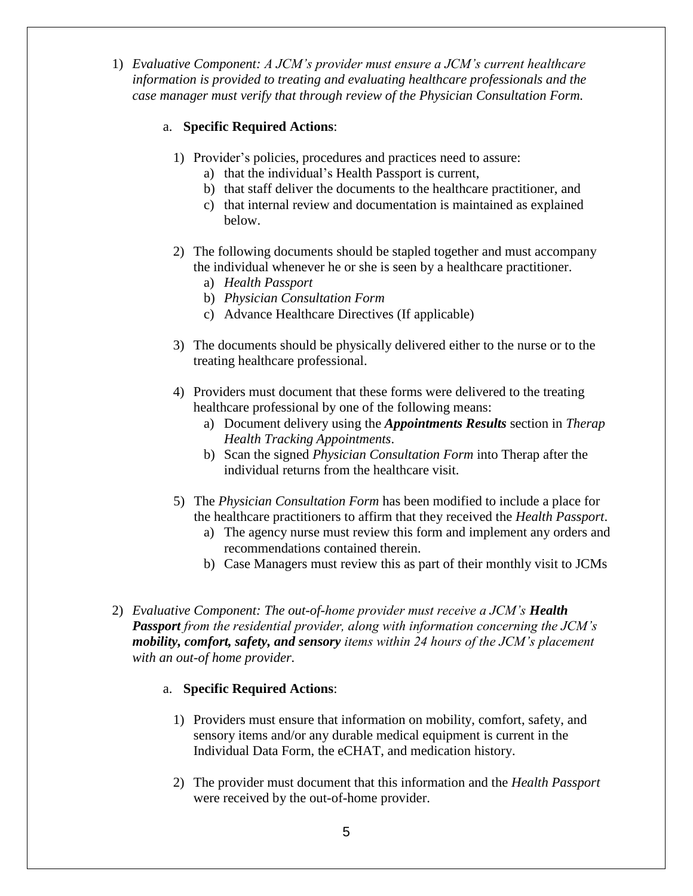1) *Evaluative Component: A JCM's provider must ensure a JCM's current healthcare information is provided to treating and evaluating healthcare professionals and the case manager must verify that through review of the Physician Consultation Form.*

   a. **Specific Required Actions**:

      1) Provider's policies, procedures and practices need to assure:
         a) that the individual's Health Passport is current,
         b) that staff deliver the documents to the healthcare practitioner, and
         c) that internal review and documentation is maintained as explained below.

      2) The following documents should be stapled together and must accompany the individual whenever he or she is seen by a healthcare practitioner.
         a) *Health Passport*
         b) *Physician Consultation Form*
         c) Advance Healthcare Directives (If applicable)

      3) The documents should be physically delivered either to the nurse or to the treating healthcare professional.

      4) Providers must document that these forms were delivered to the treating healthcare professional by one of the following means:
         a) Document delivery using the ***Appointments Results*** section in *Therap Health Tracking Appointments*.
         b) Scan the signed *Physician Consultation Form* into Therap after the individual returns from the healthcare visit.

      5) The *Physician Consultation Form* has been modified to include a place for the healthcare practitioners to affirm that they received the *Health Passport*.
         a) The agency nurse must review this form and implement any orders and recommendations contained therein.
         b) Case Managers must review this as part of their monthly visit to JCMs

2) *Evaluative Component: The out-of-home provider must receive a JCM's **Health Passport** from the residential provider, along with information concerning the JCM's **mobility, comfort, safety, and sensory** items within 24 hours of the JCM's placement with an out-of home provider.*

   a. **Specific Required Actions**:

      1) Providers must ensure that information on mobility, comfort, safety, and sensory items and/or any durable medical equipment is current in the Individual Data Form, the eCHAT, and medication history.

      2) The provider must document that this information and the *Health Passport* were received by the out-of-home provider.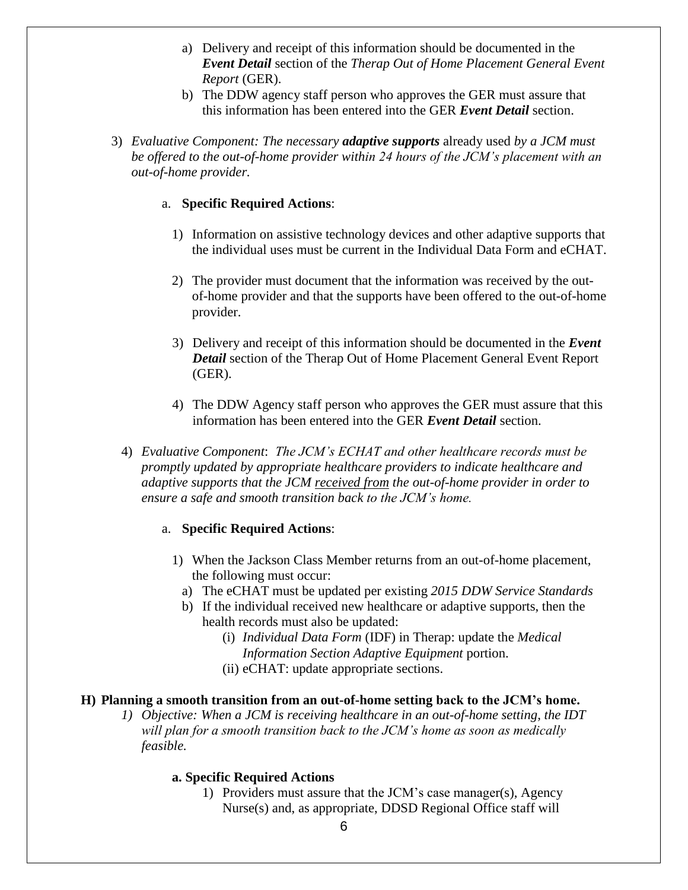a) Delivery and receipt of this information should be documented in the ***Event Detail*** section of the *Therap Out of Home Placement General Event Report* (GER).

b) The DDW agency staff person who approves the GER must assure that this information has been entered into the GER ***Event Detail*** section.

3) *Evaluative Component: The necessary* ***adaptive supports*** already used *by a JCM must be offered to the out-of-home provider within 24 hours of the JCM's placement with an out-of-home provider.*

   a. **Specific Required Actions**:

      1) Information on assistive technology devices and other adaptive supports that the individual uses must be current in the Individual Data Form and eCHAT.

      2) The provider must document that the information was received by the out-of-home provider and that the supports have been offered to the out-of-home provider.

      3) Delivery and receipt of this information should be documented in the ***Event Detail*** section of the Therap Out of Home Placement General Event Report (GER).

      4) The DDW Agency staff person who approves the GER must assure that this information has been entered into the GER ***Event Detail*** section.

4) *Evaluative Component*: *The JCM's ECHAT and other healthcare records must be promptly updated by appropriate healthcare providers to indicate healthcare and adaptive supports that the JCM received from the out-of-home provider in order to ensure a safe and smooth transition back to the JCM's home.*

   a. **Specific Required Actions**:

      1) When the Jackson Class Member returns from an out-of-home placement, the following must occur:
         a) The eCHAT must be updated per existing *2015 DDW Service Standards*
         b) If the individual received new healthcare or adaptive supports, then the health records must also be updated:
            (i) *Individual Data Form* (IDF) in Therap: update the *Medical Information Section Adaptive Equipment* portion.
            (ii) eCHAT: update appropriate sections.

**H) Planning a smooth transition from an out-of-home setting back to the JCM's home.**

1) *Objective: When a JCM is receiving healthcare in an out-of-home setting, the IDT will plan for a smooth transition back to the JCM's home as soon as medically feasible.*

   **a. Specific Required Actions**

      1) Providers must assure that the JCM's case manager(s), Agency Nurse(s) and, as appropriate, DDSD Regional Office staff will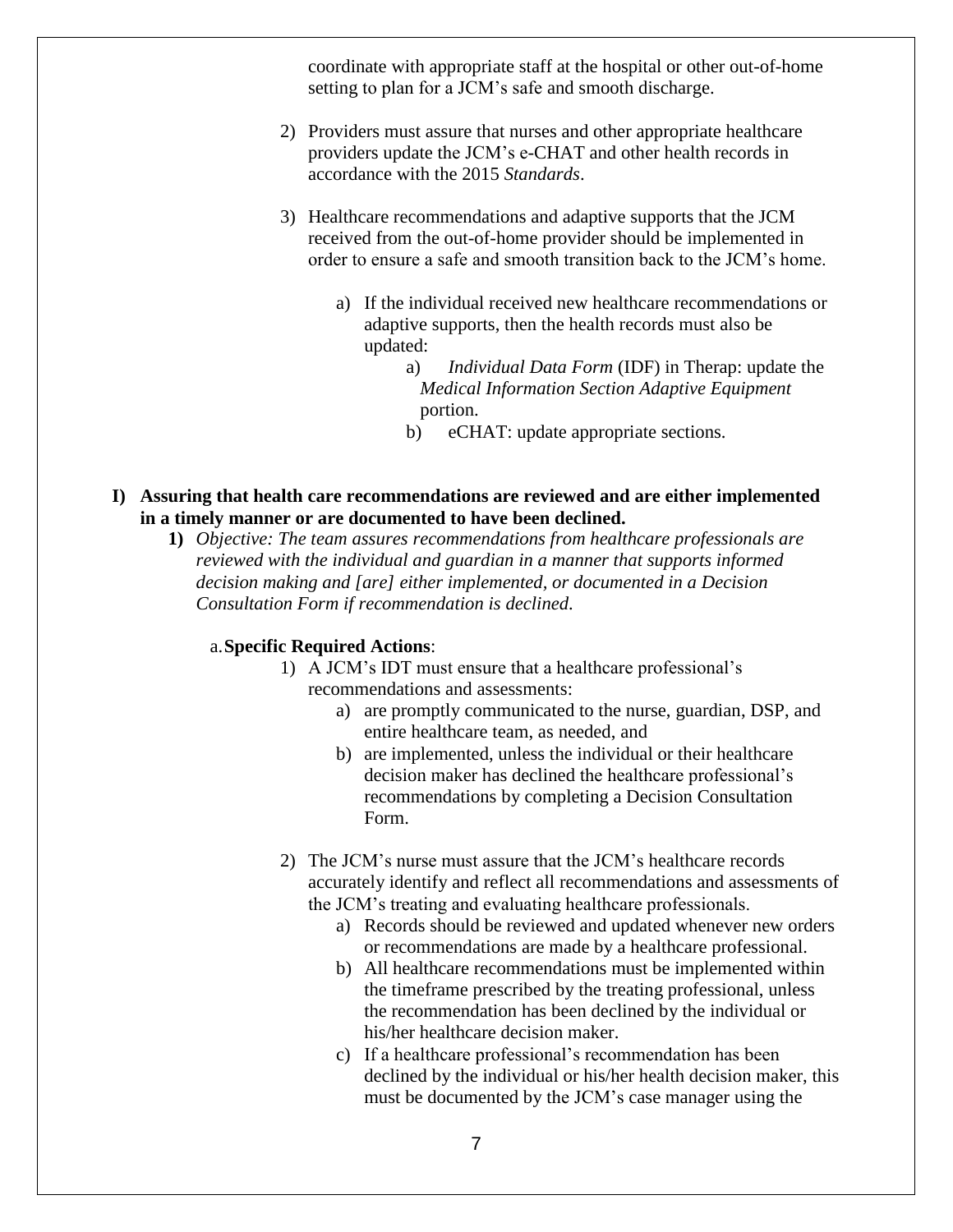coordinate with appropriate staff at the hospital or other out-of-home setting to plan for a JCM's safe and smooth discharge.

2) Providers must assure that nurses and other appropriate healthcare providers update the JCM's e-CHAT and other health records in accordance with the 2015 *Standards*.

3) Healthcare recommendations and adaptive supports that the JCM received from the out-of-home provider should be implemented in order to ensure a safe and smooth transition back to the JCM's home.

   a) If the individual received new healthcare recommendations or adaptive supports, then the health records must also be updated:

      a) *Individual Data Form* (IDF) in Therap: update the *Medical Information Section Adaptive Equipment* portion.

      b) eCHAT: update appropriate sections.

**I) Assuring that health care recommendations are reviewed and are either implemented in a timely manner or are documented to have been declined.**

**1)** *Objective: The team assures recommendations from healthcare professionals are reviewed with the individual and guardian in a manner that supports informed decision making and [are] either implemented, or documented in a Decision Consultation Form if recommendation is declined.*

a. **Specific Required Actions**:

1) A JCM's IDT must ensure that a healthcare professional's recommendations and assessments:

   a) are promptly communicated to the nurse, guardian, DSP, and entire healthcare team, as needed, and

   b) are implemented, unless the individual or their healthcare decision maker has declined the healthcare professional's recommendations by completing a Decision Consultation Form.

2) The JCM's nurse must assure that the JCM's healthcare records accurately identify and reflect all recommendations and assessments of the JCM's treating and evaluating healthcare professionals.

   a) Records should be reviewed and updated whenever new orders or recommendations are made by a healthcare professional.

   b) All healthcare recommendations must be implemented within the timeframe prescribed by the treating professional, unless the recommendation has been declined by the individual or his/her healthcare decision maker.

   c) If a healthcare professional's recommendation has been declined by the individual or his/her health decision maker, this must be documented by the JCM's case manager using the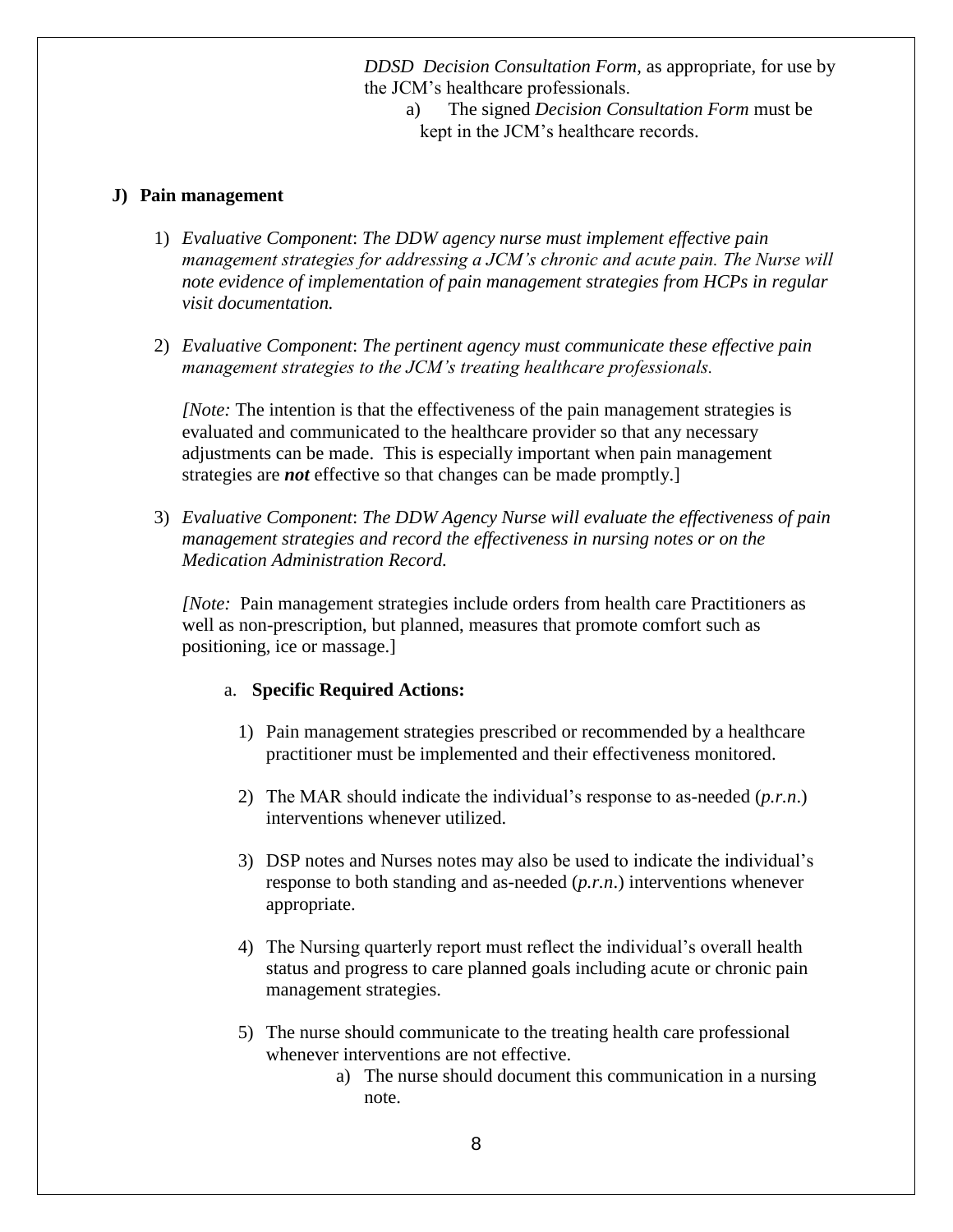*DDSD Decision Consultation Form*, as appropriate, for use by the JCM's healthcare professionals.

a) The signed *Decision Consultation Form* must be kept in the JCM's healthcare records.

**J) Pain management**

1) *Evaluative Component*: *The DDW agency nurse must implement effective pain management strategies for addressing a JCM's chronic and acute pain. The Nurse will note evidence of implementation of pain management strategies from HCPs in regular visit documentation.*

2) *Evaluative Component*: *The pertinent agency must communicate these effective pain management strategies to the JCM's treating healthcare professionals.*

   *[Note:* The intention is that the effectiveness of the pain management strategies is evaluated and communicated to the healthcare provider so that any necessary adjustments can be made. This is especially important when pain management strategies are ***not*** effective so that changes can be made promptly.]

3) *Evaluative Component*: *The DDW Agency Nurse will evaluate the effectiveness of pain management strategies and record the effectiveness in nursing notes or on the Medication Administration Record.*

   *[Note:* Pain management strategies include orders from health care Practitioners as well as non-prescription, but planned, measures that promote comfort such as positioning, ice or massage.]

   a. **Specific Required Actions:**

      1) Pain management strategies prescribed or recommended by a healthcare practitioner must be implemented and their effectiveness monitored.

      2) The MAR should indicate the individual's response to as-needed (*p.r.n.*) interventions whenever utilized.

      3) DSP notes and Nurses notes may also be used to indicate the individual's response to both standing and as-needed (*p.r.n.*) interventions whenever appropriate.

      4) The Nursing quarterly report must reflect the individual's overall health status and progress to care planned goals including acute or chronic pain management strategies.

      5) The nurse should communicate to the treating health care professional whenever interventions are not effective.

         a) The nurse should document this communication in a nursing note.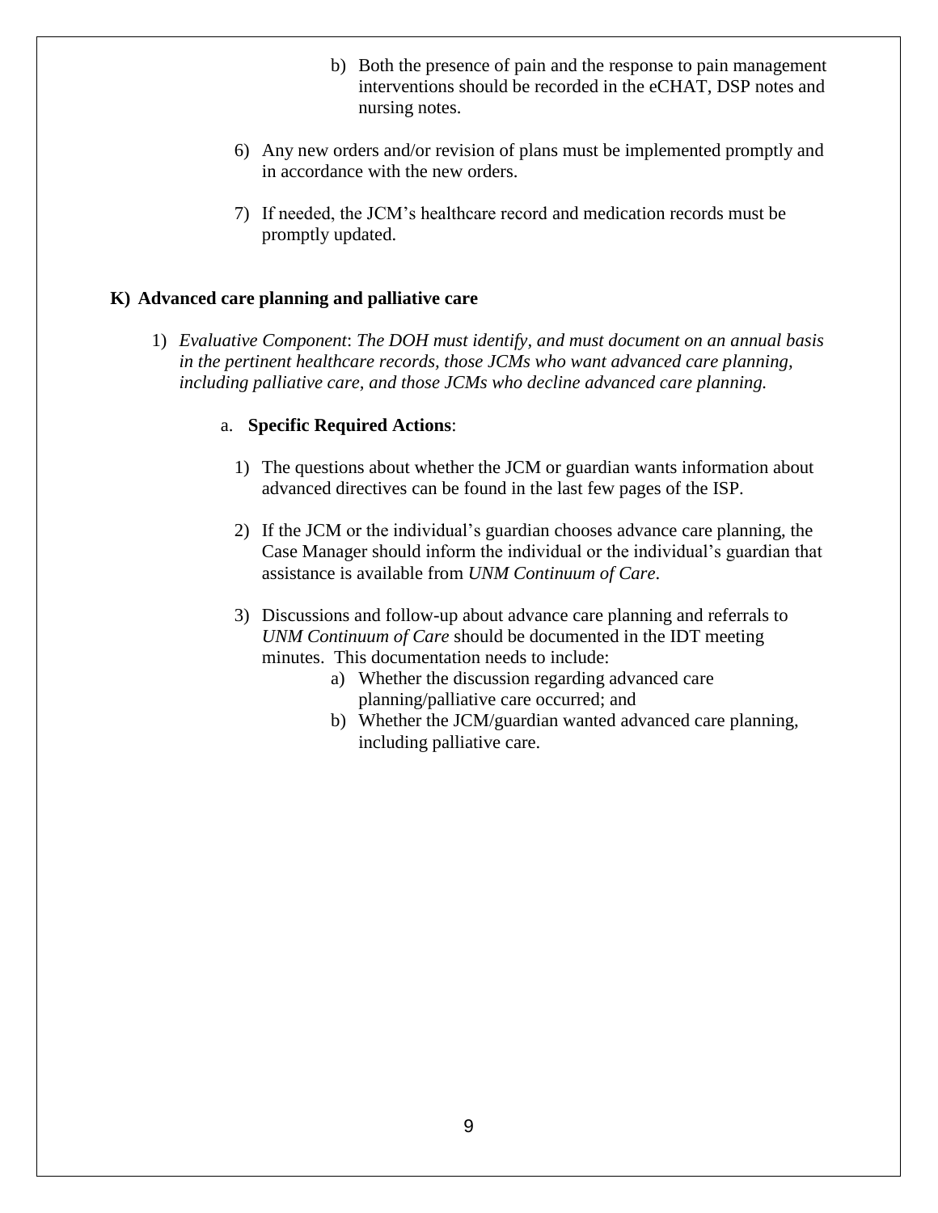b) Both the presence of pain and the response to pain management interventions should be recorded in the eCHAT, DSP notes and nursing notes.

6) Any new orders and/or revision of plans must be implemented promptly and in accordance with the new orders.

7) If needed, the JCM's healthcare record and medication records must be promptly updated.

**K) Advanced care planning and palliative care**

1) *Evaluative Component*: *The DOH must identify, and must document on an annual basis in the pertinent healthcare records, those JCMs who want advanced care planning, including palliative care, and those JCMs who decline advanced care planning.*

   a. **Specific Required Actions**:

   1) The questions about whether the JCM or guardian wants information about advanced directives can be found in the last few pages of the ISP.

   2) If the JCM or the individual's guardian chooses advance care planning, the Case Manager should inform the individual or the individual's guardian that assistance is available from *UNM Continuum of Care*.

   3) Discussions and follow-up about advance care planning and referrals to *UNM Continuum of Care* should be documented in the IDT meeting minutes. This documentation needs to include:
      a) Whether the discussion regarding advanced care planning/palliative care occurred; and
      b) Whether the JCM/guardian wanted advanced care planning, including palliative care.